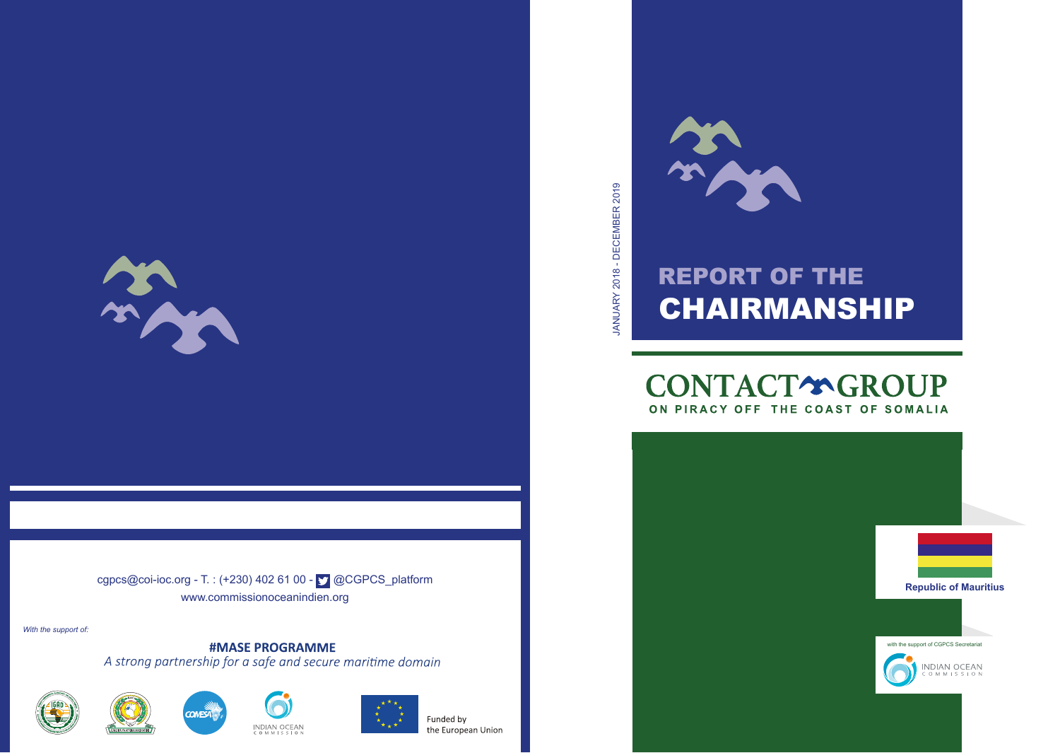# REPORT OF THE CHAIRMANSHIP

JANUARY 2018 - DECEMBER 2019

## CONTACT GROUP

**ON PIRACY OFF THE COAST OF SOMALIA**

**Republic of Mauritius**

with the support of CGPCS Secretariat

INDIAN OCEAN COMMISSION

cgpcs@coi-ioc.org - T. : (+230) 402 61 00 - @CGPCS_platform

www.commissionoceanindien.org

*With the support of:*

**#MASE PROGRAMME**

*A strong partnership for a safe and secure maritime domain*

INDIAN OCEAN COMMISSION

Funded by the European Union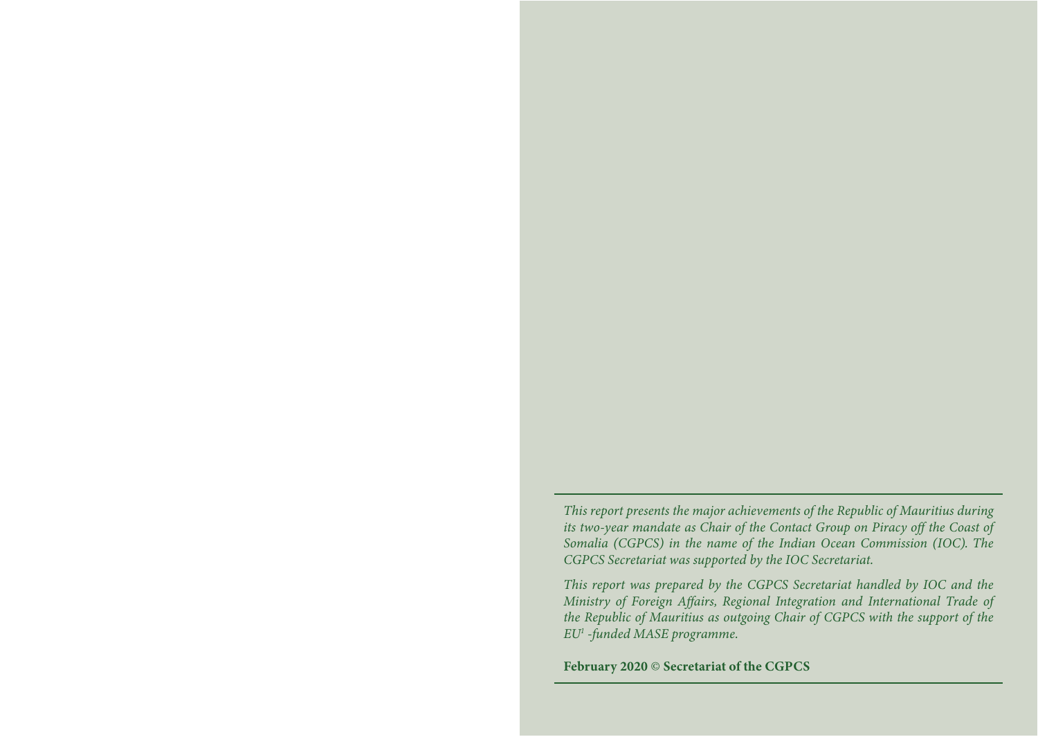*This report presents the major achievements of the Republic of Mauritius during its two-year mandate as Chair of the Contact Group on Piracy off the Coast of Somalia (CGPCS) in the name of the Indian Ocean Commission (IOC). The CGPCS Secretariat was supported by the IOC Secretariat.*

*This report was prepared by the CGPCS Secretariat handled by IOC and the Ministry of Foreign Affairs, Regional Integration and International Trade of the Republic of Mauritius as outgoing Chair of CGPCS with the support of the EU[1] -funded MASE programme.*

**February 2020 © Secretariat of the CGPCS**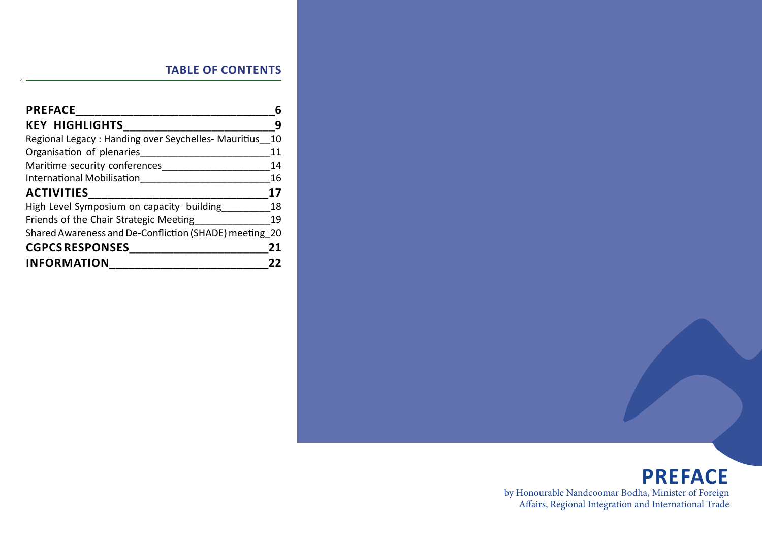## TABLE OF CONTENTS

| | |
|---|---|
| **PREFACE** | **6** |
| **KEY HIGHLIGHTS** | **9** |
| Regional Legacy : Handing over Seychelles- Mauritius | 10 |
| Organisation of plenaries | 11 |
| Maritime security conferences | 14 |
| International Mobilisation | 16 |
| **ACTIVITIES** | **17** |
| High Level Symposium on capacity building | 18 |
| Friends of the Chair Strategic Meeting | 19 |
| Shared Awareness and De-Confliction (SHADE) meeting | 20 |
| **CGPCS RESPONSES** | **21** |
| **INFORMATION** | **22** |

# PREFACE

by Honourable Nandcoomar Bodha, Minister of Foreign Affairs, Regional Integration and International Trade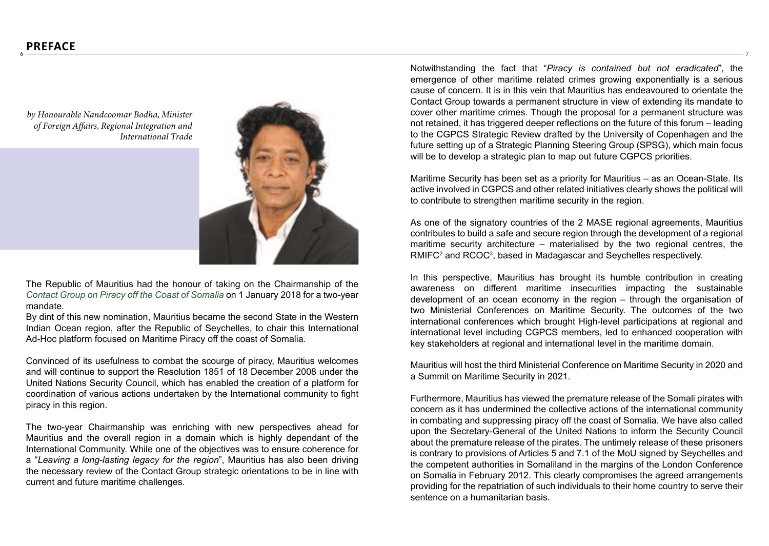# PREFACE

*by Honourable Nandcoomar Bodha, Minister of Foreign Affairs, Regional Integration and International Trade*

The Republic of Mauritius had the honour of taking on the Chairmanship of the *Contact Group on Piracy off the Coast of Somalia* on 1 January 2018 for a two-year mandate.

By dint of this new nomination, Mauritius became the second State in the Western Indian Ocean region, after the Republic of Seychelles, to chair this International Ad-Hoc platform focused on Maritime Piracy off the coast of Somalia.

Convinced of its usefulness to combat the scourge of piracy, Mauritius welcomes and will continue to support the Resolution 1851 of 18 December 2008 under the United Nations Security Council, which has enabled the creation of a platform for coordination of various actions undertaken by the International community to fight piracy in this region.

The two-year Chairmanship was enriching with new perspectives ahead for Mauritius and the overall region in a domain which is highly dependant of the International Community. While one of the objectives was to ensure coherence for a "*Leaving a long-lasting legacy for the region*", Mauritius has also been driving the necessary review of the Contact Group strategic orientations to be in line with current and future maritime challenges.

Notwithstanding the fact that "*Piracy is contained but not eradicated*", the emergence of other maritime related crimes growing exponentially is a serious cause of concern. It is in this vein that Mauritius has endeavoured to orientate the Contact Group towards a permanent structure in view of extending its mandate to cover other maritime crimes. Though the proposal for a permanent structure was not retained, it has triggered deeper reflections on the future of this forum – leading to the CGPCS Strategic Review drafted by the University of Copenhagen and the future setting up of a Strategic Planning Steering Group (SPSG), which main focus will be to develop a strategic plan to map out future CGPCS priorities.

Maritime Security has been set as a priority for Mauritius – as an Ocean-State. Its active involved in CGPCS and other related initiatives clearly shows the political will to contribute to strengthen maritime security in the region.

As one of the signatory countries of the 2 MASE regional agreements, Mauritius contributes to build a safe and secure region through the development of a regional maritime security architecture – materialised by the two regional centres, the RMIFC[2] and RCOC[3], based in Madagascar and Seychelles respectively.

In this perspective, Mauritius has brought its humble contribution in creating awareness on different maritime insecurities impacting the sustainable development of an ocean economy in the region – through the organisation of two Ministerial Conferences on Maritime Security. The outcomes of the two international conferences which brought High-level participations at regional and international level including CGPCS members, led to enhanced cooperation with key stakeholders at regional and international level in the maritime domain.

Mauritius will host the third Ministerial Conference on Maritime Security in 2020 and a Summit on Maritime Security in 2021.

Furthermore, Mauritius has viewed the premature release of the Somali pirates with concern as it has undermined the collective actions of the international community in combating and suppressing piracy off the coast of Somalia. We have also called upon the Secretary-General of the United Nations to inform the Security Council about the premature release of the pirates. The untimely release of these prisoners is contrary to provisions of Articles 5 and 7.1 of the MoU signed by Seychelles and the competent authorities in Somaliland in the margins of the London Conference on Somalia in February 2012. This clearly compromises the agreed arrangements providing for the repatriation of such individuals to their home country to serve their sentence on a humanitarian basis.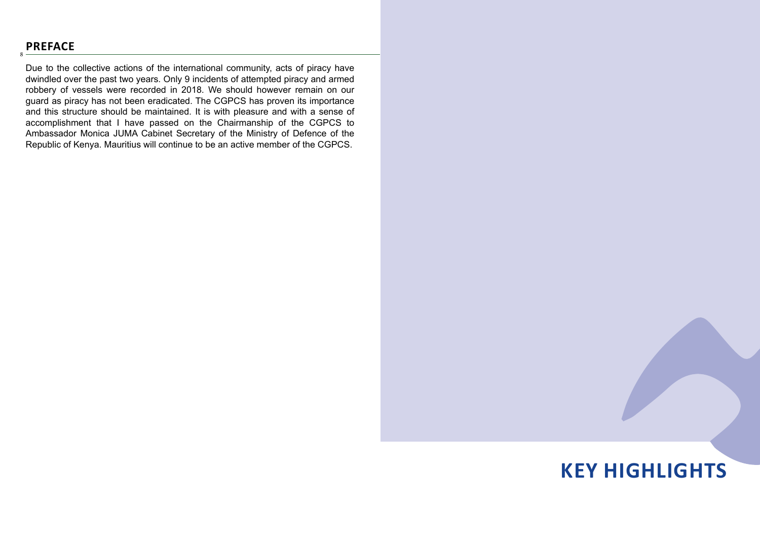## PREFACE

Due to the collective actions of the international community, acts of piracy have dwindled over the past two years. Only 9 incidents of attempted piracy and armed robbery of vessels were recorded in 2018. We should however remain on our guard as piracy has not been eradicated. The CGPCS has proven its importance and this structure should be maintained. It is with pleasure and with a sense of accomplishment that I have passed on the Chairmanship of the CGPCS to Ambassador Monica JUMA Cabinet Secretary of the Ministry of Defence of the Republic of Kenya. Mauritius will continue to be an active member of the CGPCS.

# KEY HIGHLIGHTS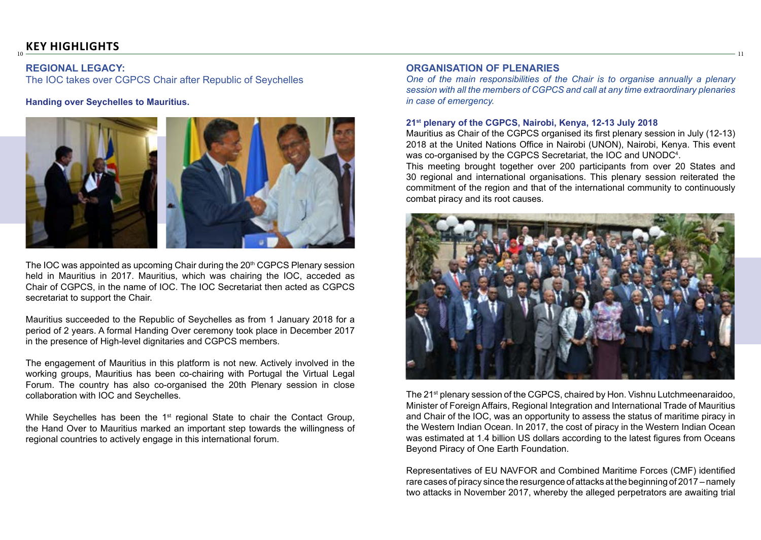## KEY HIGHLIGHTS

### REGIONAL LEGACY:

The IOC takes over CGPCS Chair after Republic of Seychelles

**Handing over Seychelles to Mauritius.**

The IOC was appointed as upcoming Chair during the 20th CGPCS Plenary session held in Mauritius in 2017. Mauritius, which was chairing the IOC, acceded as Chair of CGPCS, in the name of IOC. The IOC Secretariat then acted as CGPCS secretariat to support the Chair.

Mauritius succeeded to the Republic of Seychelles as from 1 January 2018 for a period of 2 years. A formal Handing Over ceremony took place in December 2017 in the presence of High-level dignitaries and CGPCS members.

The engagement of Mauritius in this platform is not new. Actively involved in the working groups, Mauritius has been co-chairing with Portugal the Virtual Legal Forum. The country has also co-organised the 20th Plenary session in close collaboration with IOC and Seychelles.

While Seychelles has been the 1st regional State to chair the Contact Group, the Hand Over to Mauritius marked an important step towards the willingness of regional countries to actively engage in this international forum.

### ORGANISATION OF PLENARIES

*One of the main responsibilities of the Chair is to organise annually a plenary session with all the members of CGPCS and call at any time extraordinary plenaries in case of emergency.*

**21st plenary of the CGPCS, Nairobi, Kenya, 12-13 July 2018**

Mauritius as Chair of the CGPCS organised its first plenary session in July (12-13) 2018 at the United Nations Office in Nairobi (UNON), Nairobi, Kenya. This event was co-organised by the CGPCS Secretariat, the IOC and UNODC[4].

This meeting brought together over 200 participants from over 20 States and 30 regional and international organisations. This plenary session reiterated the commitment of the region and that of the international community to continuously combat piracy and its root causes.

The 21st plenary session of the CGPCS, chaired by Hon. Vishnu Lutchmeenaraidoo, Minister of Foreign Affairs, Regional Integration and International Trade of Mauritius and Chair of the IOC, was an opportunity to assess the status of maritime piracy in the Western Indian Ocean. In 2017, the cost of piracy in the Western Indian Ocean was estimated at 1.4 billion US dollars according to the latest figures from Oceans Beyond Piracy of One Earth Foundation.

Representatives of EU NAVFOR and Combined Maritime Forces (CMF) identified rare cases of piracy since the resurgence of attacks at the beginning of 2017 – namely two attacks in November 2017, whereby the alleged perpetrators are awaiting trial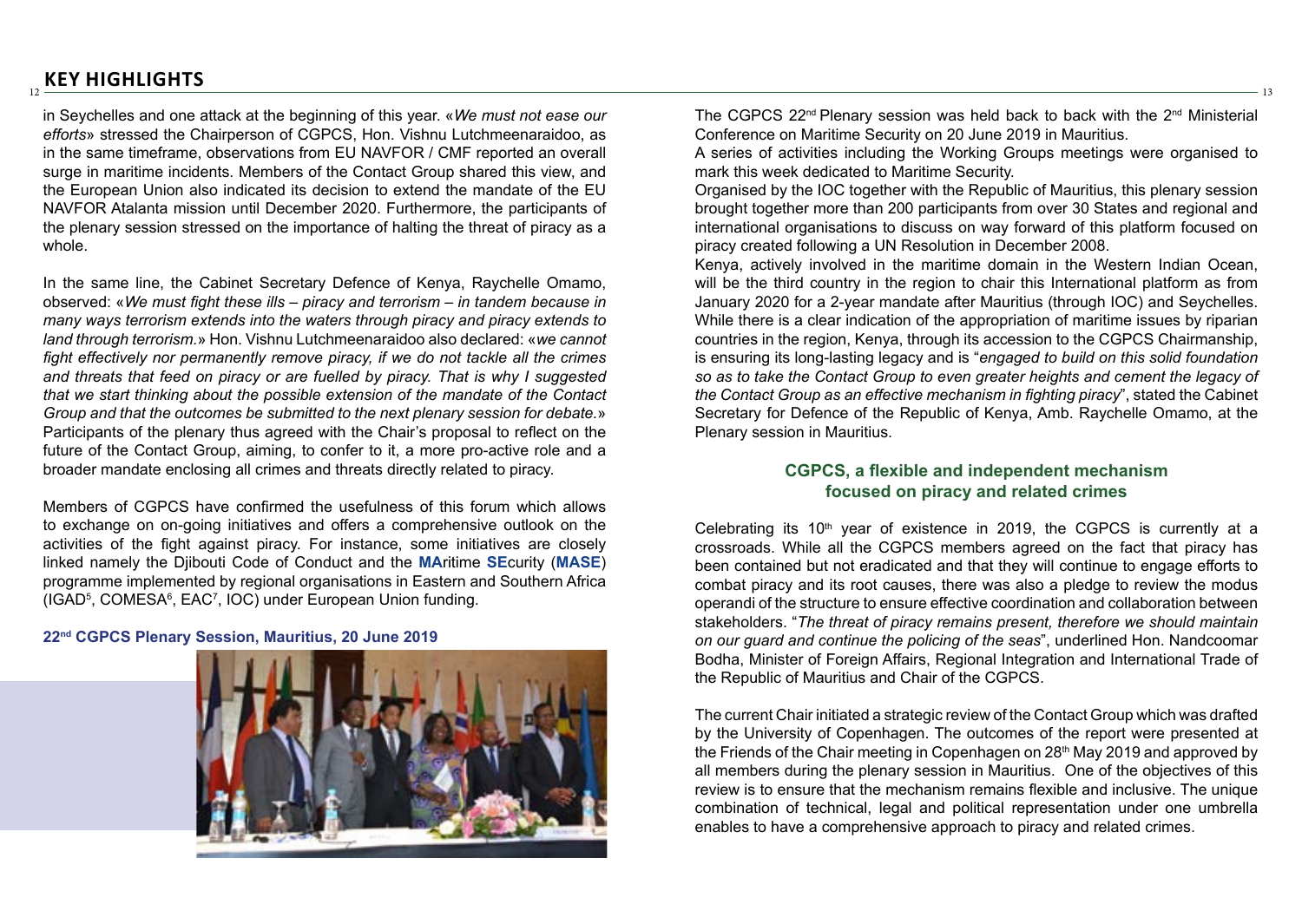## KEY HIGHLIGHTS

in Seychelles and one attack at the beginning of this year. «*We must not ease our efforts*» stressed the Chairperson of CGPCS, Hon. Vishnu Lutchmeenaraidoo, as in the same timeframe, observations from EU NAVFOR / CMF reported an overall surge in maritime incidents. Members of the Contact Group shared this view, and the European Union also indicated its decision to extend the mandate of the EU NAVFOR Atalanta mission until December 2020. Furthermore, the participants of the plenary session stressed on the importance of halting the threat of piracy as a whole.

In the same line, the Cabinet Secretary Defence of Kenya, Raychelle Omamo, observed: «*We must fight these ills – piracy and terrorism – in tandem because in many ways terrorism extends into the waters through piracy and piracy extends to land through terrorism.*» Hon. Vishnu Lutchmeenaraidoo also declared: «*we cannot fight effectively nor permanently remove piracy, if we do not tackle all the crimes and threats that feed on piracy or are fuelled by piracy. That is why I suggested that we start thinking about the possible extension of the mandate of the Contact Group and that the outcomes be submitted to the next plenary session for debate.*» Participants of the plenary thus agreed with the Chair's proposal to reflect on the future of the Contact Group, aiming, to confer to it, a more pro-active role and a broader mandate enclosing all crimes and threats directly related to piracy.

Members of CGPCS have confirmed the usefulness of this forum which allows to exchange on on-going initiatives and offers a comprehensive outlook on the activities of the fight against piracy. For instance, some initiatives are closely linked namely the Djibouti Code of Conduct and the **MA**ritime **SE**curity (**MASE**) programme implemented by regional organisations in Eastern and Southern Africa (IGAD[5], COMESA[6], EAC[7], IOC) under European Union funding.

**22nd CGPCS Plenary Session, Mauritius, 20 June 2019**

The CGPCS 22nd Plenary session was held back to back with the 2nd Ministerial Conference on Maritime Security on 20 June 2019 in Mauritius.

A series of activities including the Working Groups meetings were organised to mark this week dedicated to Maritime Security.

Organised by the IOC together with the Republic of Mauritius, this plenary session brought together more than 200 participants from over 30 States and regional and international organisations to discuss on way forward of this platform focused on piracy created following a UN Resolution in December 2008.

Kenya, actively involved in the maritime domain in the Western Indian Ocean, will be the third country in the region to chair this International platform as from January 2020 for a 2-year mandate after Mauritius (through IOC) and Seychelles. While there is a clear indication of the appropriation of maritime issues by riparian countries in the region, Kenya, through its accession to the CGPCS Chairmanship, is ensuring its long-lasting legacy and is "*engaged to build on this solid foundation so as to take the Contact Group to even greater heights and cement the legacy of the Contact Group as an effective mechanism in fighting piracy*", stated the Cabinet Secretary for Defence of the Republic of Kenya, Amb. Raychelle Omamo, at the Plenary session in Mauritius.

### CGPCS, a flexible and independent mechanism focused on piracy and related crimes

Celebrating its 10th year of existence in 2019, the CGPCS is currently at a crossroads. While all the CGPCS members agreed on the fact that piracy has been contained but not eradicated and that they will continue to engage efforts to combat piracy and its root causes, there was also a pledge to review the modus operandi of the structure to ensure effective coordination and collaboration between stakeholders. "*The threat of piracy remains present, therefore we should maintain on our guard and continue the policing of the seas*", underlined Hon. Nandcoomar Bodha, Minister of Foreign Affairs, Regional Integration and International Trade of the Republic of Mauritius and Chair of the CGPCS.

The current Chair initiated a strategic review of the Contact Group which was drafted by the University of Copenhagen. The outcomes of the report were presented at the Friends of the Chair meeting in Copenhagen on 28th May 2019 and approved by all members during the plenary session in Mauritius. One of the objectives of this review is to ensure that the mechanism remains flexible and inclusive. The unique combination of technical, legal and political representation under one umbrella enables to have a comprehensive approach to piracy and related crimes.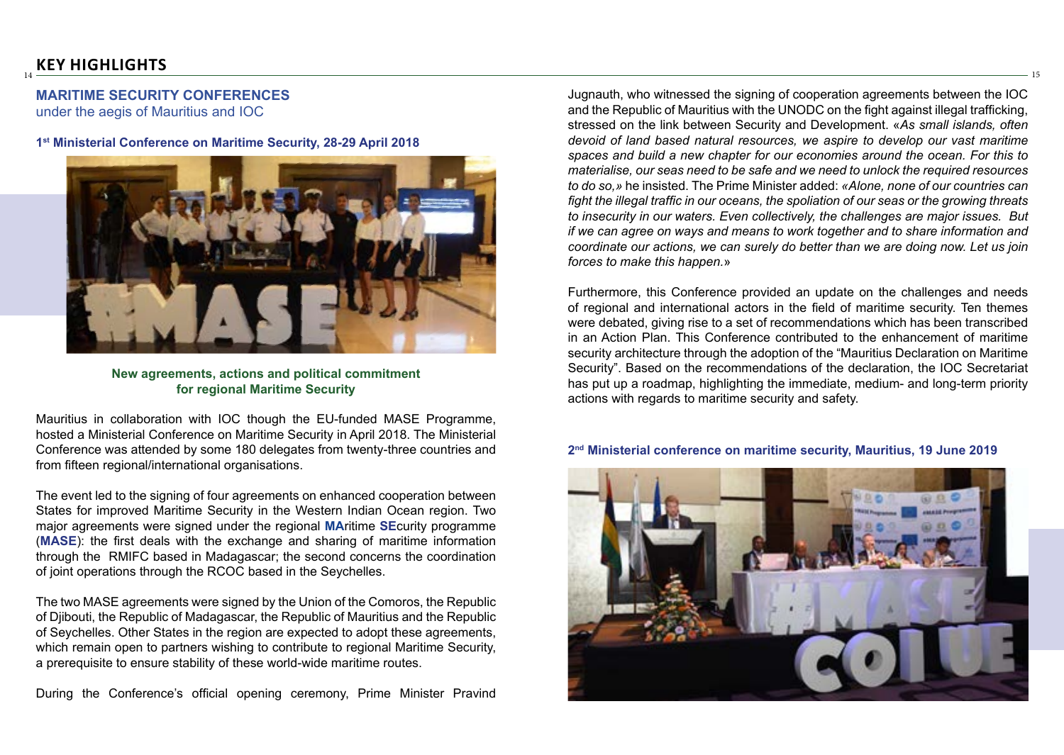## KEY HIGHLIGHTS

### MARITIME SECURITY CONFERENCES
under the aegis of Mauritius and IOC

**1st Ministerial Conference on Maritime Security, 28-29 April 2018**

**New agreements, actions and political commitment for regional Maritime Security**

Mauritius in collaboration with IOC though the EU-funded MASE Programme, hosted a Ministerial Conference on Maritime Security in April 2018. The Ministerial Conference was attended by some 180 delegates from twenty-three countries and from fifteen regional/international organisations.

The event led to the signing of four agreements on enhanced cooperation between States for improved Maritime Security in the Western Indian Ocean region. Two major agreements were signed under the regional **MA**ritime **SE**curity programme (**MASE**): the first deals with the exchange and sharing of maritime information through the RMIFC based in Madagascar; the second concerns the coordination of joint operations through the RCOC based in the Seychelles.

The two MASE agreements were signed by the Union of the Comoros, the Republic of Djibouti, the Republic of Madagascar, the Republic of Mauritius and the Republic of Seychelles. Other States in the region are expected to adopt these agreements, which remain open to partners wishing to contribute to regional Maritime Security, a prerequisite to ensure stability of these world-wide maritime routes.

During the Conference's official opening ceremony, Prime Minister Pravind Jugnauth, who witnessed the signing of cooperation agreements between the IOC and the Republic of Mauritius with the UNODC on the fight against illegal trafficking, stressed on the link between Security and Development. «*As small islands, often devoid of land based natural resources, we aspire to develop our vast maritime spaces and build a new chapter for our economies around the ocean. For this to materialise, our seas need to be safe and we need to unlock the required resources to do so,*» he insisted. The Prime Minister added: *«Alone, none of our countries can fight the illegal traffic in our oceans, the spoliation of our seas or the growing threats to insecurity in our waters. Even collectively, the challenges are major issues. But if we can agree on ways and means to work together and to share information and coordinate our actions, we can surely do better than we are doing now. Let us join forces to make this happen.*»

Furthermore, this Conference provided an update on the challenges and needs of regional and international actors in the field of maritime security. Ten themes were debated, giving rise to a set of recommendations which has been transcribed in an Action Plan. This Conference contributed to the enhancement of maritime security architecture through the adoption of the "Mauritius Declaration on Maritime Security". Based on the recommendations of the declaration, the IOC Secretariat has put up a roadmap, highlighting the immediate, medium- and long-term priority actions with regards to maritime security and safety.

**2nd Ministerial conference on maritime security, Mauritius, 19 June 2019**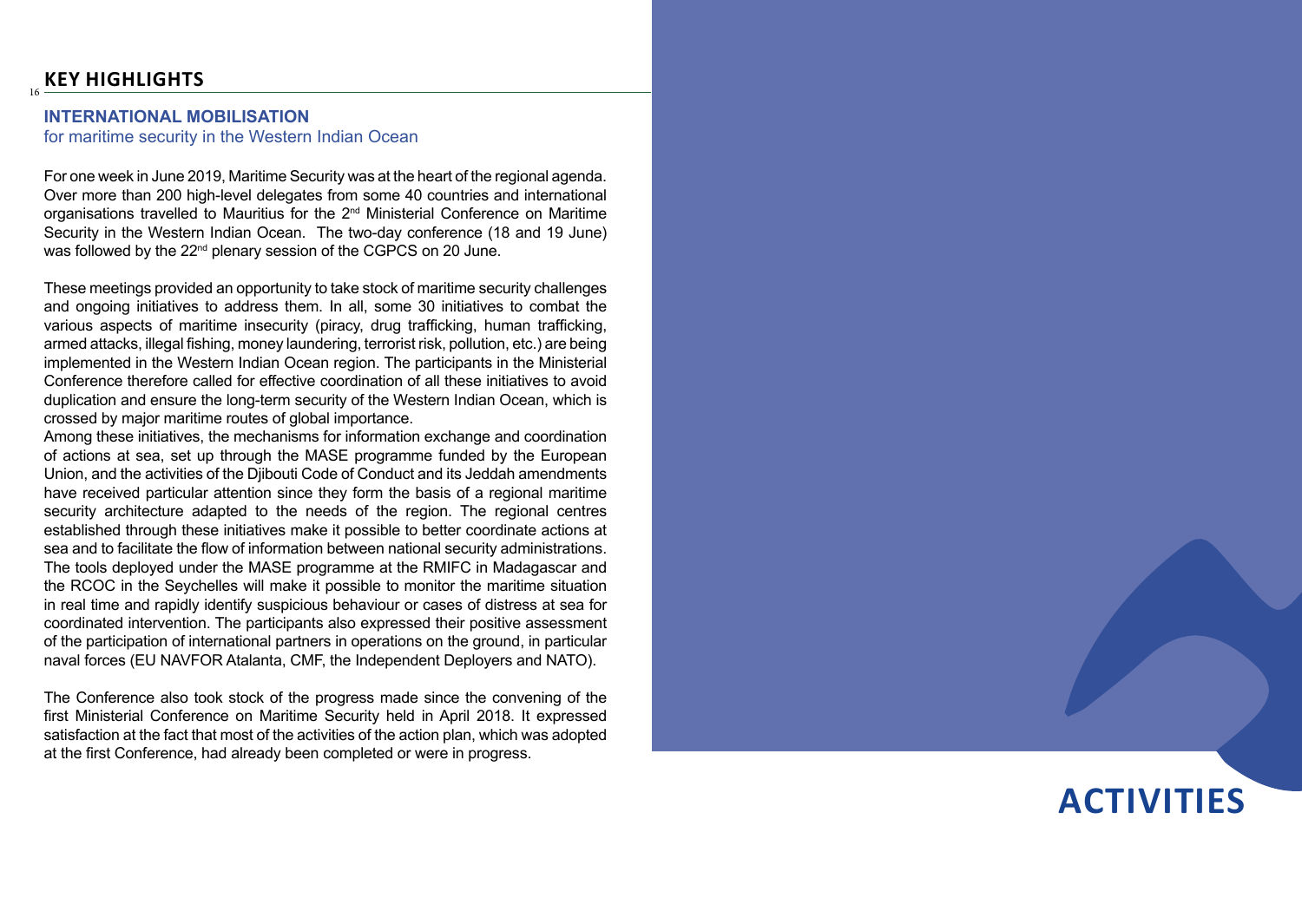## KEY HIGHLIGHTS

### INTERNATIONAL MOBILISATION
for maritime security in the Western Indian Ocean

For one week in June 2019, Maritime Security was at the heart of the regional agenda. Over more than 200 high-level delegates from some 40 countries and international organisations travelled to Mauritius for the 2nd Ministerial Conference on Maritime Security in the Western Indian Ocean. The two-day conference (18 and 19 June) was followed by the 22nd plenary session of the CGPCS on 20 June.

These meetings provided an opportunity to take stock of maritime security challenges and ongoing initiatives to address them. In all, some 30 initiatives to combat the various aspects of maritime insecurity (piracy, drug trafficking, human trafficking, armed attacks, illegal fishing, money laundering, terrorist risk, pollution, etc.) are being implemented in the Western Indian Ocean region. The participants in the Ministerial Conference therefore called for effective coordination of all these initiatives to avoid duplication and ensure the long-term security of the Western Indian Ocean, which is crossed by major maritime routes of global importance.

Among these initiatives, the mechanisms for information exchange and coordination of actions at sea, set up through the MASE programme funded by the European Union, and the activities of the Djibouti Code of Conduct and its Jeddah amendments have received particular attention since they form the basis of a regional maritime security architecture adapted to the needs of the region. The regional centres established through these initiatives make it possible to better coordinate actions at sea and to facilitate the flow of information between national security administrations. The tools deployed under the MASE programme at the RMIFC in Madagascar and the RCOC in the Seychelles will make it possible to monitor the maritime situation in real time and rapidly identify suspicious behaviour or cases of distress at sea for coordinated intervention. The participants also expressed their positive assessment of the participation of international partners in operations on the ground, in particular naval forces (EU NAVFOR Atalanta, CMF, the Independent Deployers and NATO).

The Conference also took stock of the progress made since the convening of the first Ministerial Conference on Maritime Security held in April 2018. It expressed satisfaction at the fact that most of the activities of the action plan, which was adopted at the first Conference, had already been completed or were in progress.

# ACTIVITIES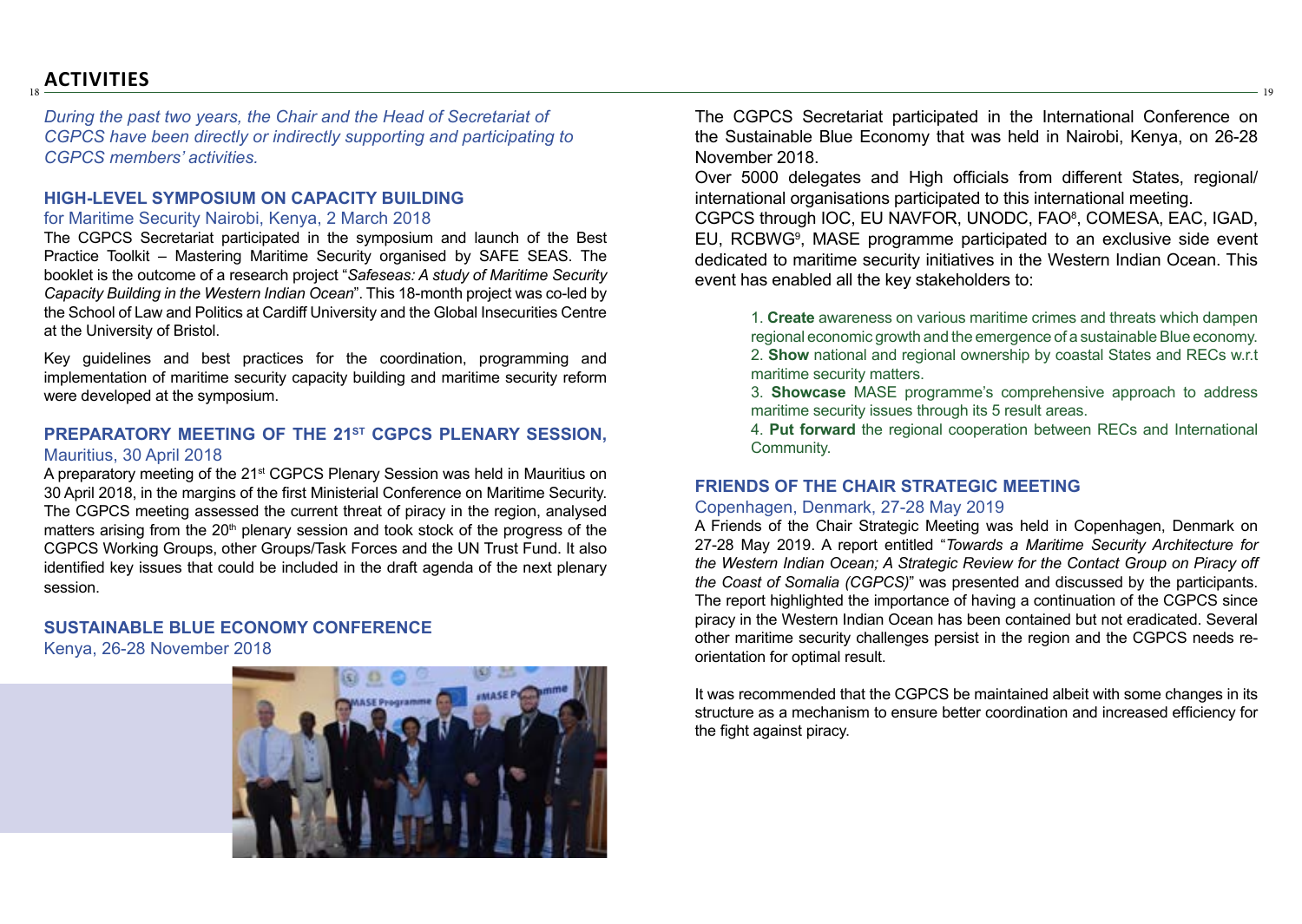## ACTIVITIES

*During the past two years, the Chair and the Head of Secretariat of CGPCS have been directly or indirectly supporting and participating to CGPCS members' activities.*

### HIGH-LEVEL SYMPOSIUM ON CAPACITY BUILDING

for Maritime Security Nairobi, Kenya, 2 March 2018

The CGPCS Secretariat participated in the symposium and launch of the Best Practice Toolkit – Mastering Maritime Security organised by SAFE SEAS. The booklet is the outcome of a research project "*Safeseas: A study of Maritime Security Capacity Building in the Western Indian Ocean*". This 18-month project was co-led by the School of Law and Politics at Cardiff University and the Global Insecurities Centre at the University of Bristol.

Key guidelines and best practices for the coordination, programming and implementation of maritime security capacity building and maritime security reform were developed at the symposium.

### PREPARATORY MEETING OF THE 21ST CGPCS PLENARY SESSION,

Mauritius, 30 April 2018

A preparatory meeting of the 21st CGPCS Plenary Session was held in Mauritius on 30 April 2018, in the margins of the first Ministerial Conference on Maritime Security. The CGPCS meeting assessed the current threat of piracy in the region, analysed matters arising from the 20th plenary session and took stock of the progress of the CGPCS Working Groups, other Groups/Task Forces and the UN Trust Fund. It also identified key issues that could be included in the draft agenda of the next plenary session.

### SUSTAINABLE BLUE ECONOMY CONFERENCE

Kenya, 26-28 November 2018

The CGPCS Secretariat participated in the International Conference on the Sustainable Blue Economy that was held in Nairobi, Kenya, on 26-28 November 2018.

Over 5000 delegates and High officials from different States, regional/international organisations participated to this international meeting.

CGPCS through IOC, EU NAVFOR, UNODC, FAO[8], COMESA, EAC, IGAD, EU, RCBWG[9], MASE programme participated to an exclusive side event dedicated to maritime security initiatives in the Western Indian Ocean. This event has enabled all the key stakeholders to:

1. **Create** awareness on various maritime crimes and threats which dampen regional economic growth and the emergence of a sustainable Blue economy.
2. **Show** national and regional ownership by coastal States and RECs w.r.t maritime security matters.
3. **Showcase** MASE programme's comprehensive approach to address maritime security issues through its 5 result areas.
4. **Put forward** the regional cooperation between RECs and International Community.

### FRIENDS OF THE CHAIR STRATEGIC MEETING

Copenhagen, Denmark, 27-28 May 2019

A Friends of the Chair Strategic Meeting was held in Copenhagen, Denmark on 27-28 May 2019. A report entitled "*Towards a Maritime Security Architecture for the Western Indian Ocean; A Strategic Review for the Contact Group on Piracy off the Coast of Somalia (CGPCS)*" was presented and discussed by the participants. The report highlighted the importance of having a continuation of the CGPCS since piracy in the Western Indian Ocean has been contained but not eradicated. Several other maritime security challenges persist in the region and the CGPCS needs re-orientation for optimal result.

It was recommended that the CGPCS be maintained albeit with some changes in its structure as a mechanism to ensure better coordination and increased efficiency for the fight against piracy.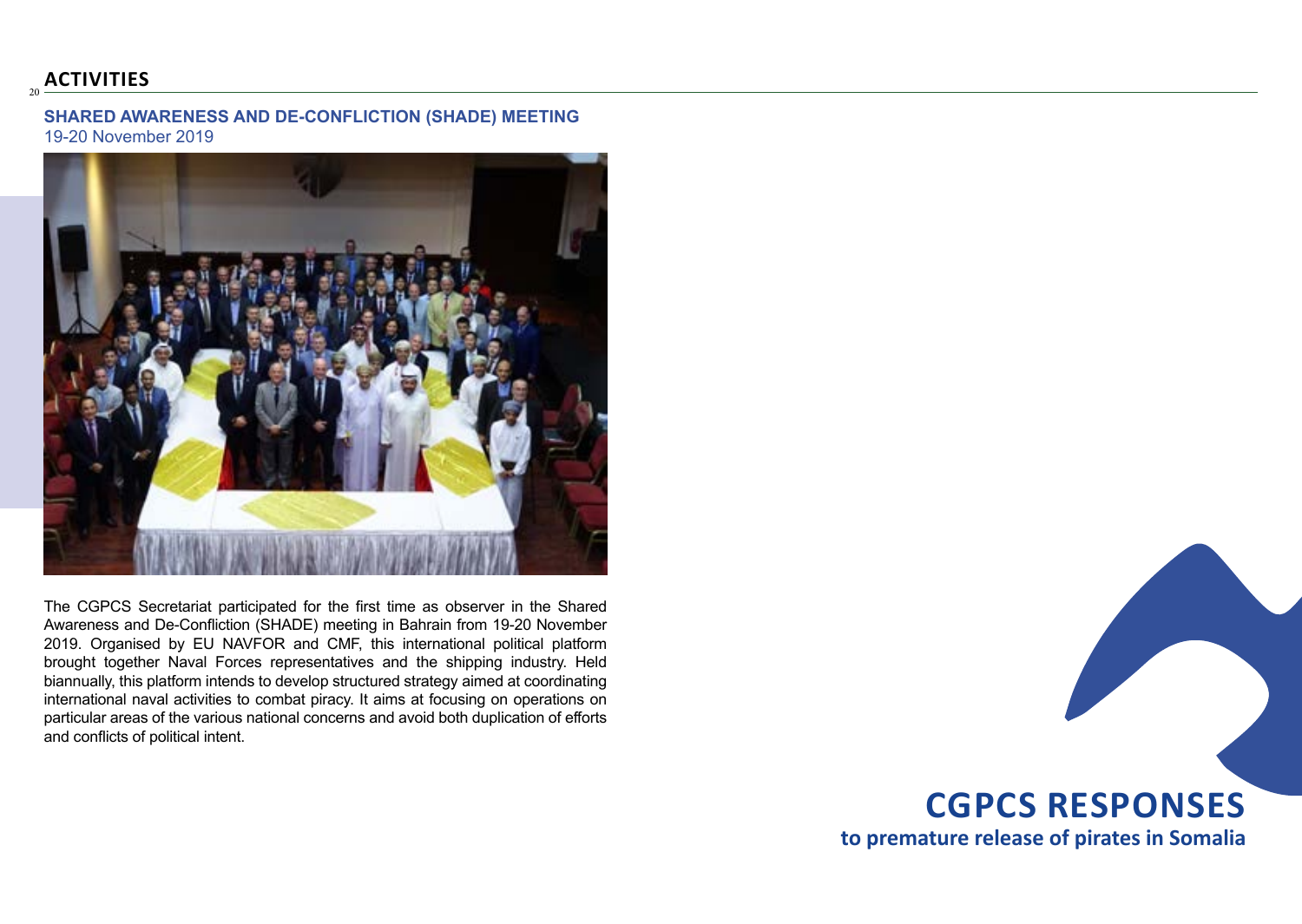## ACTIVITIES

### SHARED AWARENESS AND DE-CONFLICTION (SHADE) MEETING

19-20 November 2019

The CGPCS Secretariat participated for the first time as observer in the Shared Awareness and De-Confliction (SHADE) meeting in Bahrain from 19-20 November 2019. Organised by EU NAVFOR and CMF, this international political platform brought together Naval Forces representatives and the shipping industry. Held biannually, this platform intends to develop structured strategy aimed at coordinating international naval activities to combat piracy. It aims at focusing on operations on particular areas of the various national concerns and avoid both duplication of efforts and conflicts of political intent.

# CGPCS RESPONSES

**to premature release of pirates in Somalia**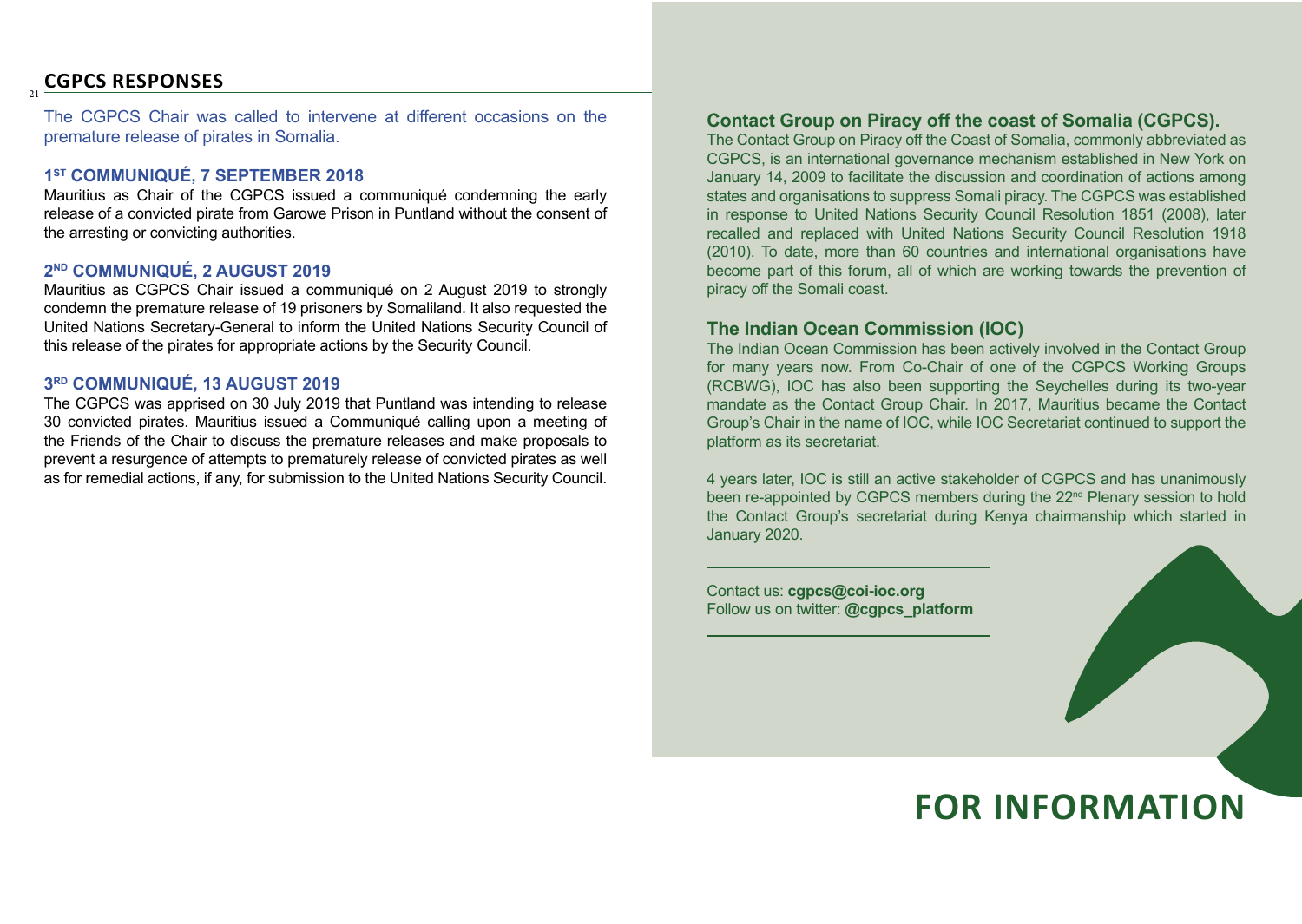## CGPCS RESPONSES

The CGPCS Chair was called to intervene at different occasions on the premature release of pirates in Somalia.

### 1ST COMMUNIQUÉ, 7 SEPTEMBER 2018

Mauritius as Chair of the CGPCS issued a communiqué condemning the early release of a convicted pirate from Garowe Prison in Puntland without the consent of the arresting or convicting authorities.

### 2ND COMMUNIQUÉ, 2 AUGUST 2019

Mauritius as CGPCS Chair issued a communiqué on 2 August 2019 to strongly condemn the premature release of 19 prisoners by Somaliland. It also requested the United Nations Secretary-General to inform the United Nations Security Council of this release of the pirates for appropriate actions by the Security Council.

### 3RD COMMUNIQUÉ, 13 AUGUST 2019

The CGPCS was apprised on 30 July 2019 that Puntland was intending to release 30 convicted pirates. Mauritius issued a Communiqué calling upon a meeting of the Friends of the Chair to discuss the premature releases and make proposals to prevent a resurgence of attempts to prematurely release of convicted pirates as well as for remedial actions, if any, for submission to the United Nations Security Council.

### Contact Group on Piracy off the coast of Somalia (CGPCS).

The Contact Group on Piracy off the Coast of Somalia, commonly abbreviated as CGPCS, is an international governance mechanism established in New York on January 14, 2009 to facilitate the discussion and coordination of actions among states and organisations to suppress Somali piracy. The CGPCS was established in response to United Nations Security Council Resolution 1851 (2008), later recalled and replaced with United Nations Security Council Resolution 1918 (2010). To date, more than 60 countries and international organisations have become part of this forum, all of which are working towards the prevention of piracy off the Somali coast.

### The Indian Ocean Commission (IOC)

The Indian Ocean Commission has been actively involved in the Contact Group for many years now. From Co-Chair of one of the CGPCS Working Groups (RCBWG), IOC has also been supporting the Seychelles during its two-year mandate as the Contact Group Chair. In 2017, Mauritius became the Contact Group's Chair in the name of IOC, while IOC Secretariat continued to support the platform as its secretariat.

4 years later, IOC is still an active stakeholder of CGPCS and has unanimously been re-appointed by CGPCS members during the 22nd Plenary session to hold the Contact Group's secretariat during Kenya chairmanship which started in January 2020.

Contact us: **cgpcs@coi-ioc.org**
Follow us on twitter: **@cgpcs_platform**

# FOR INFORMATION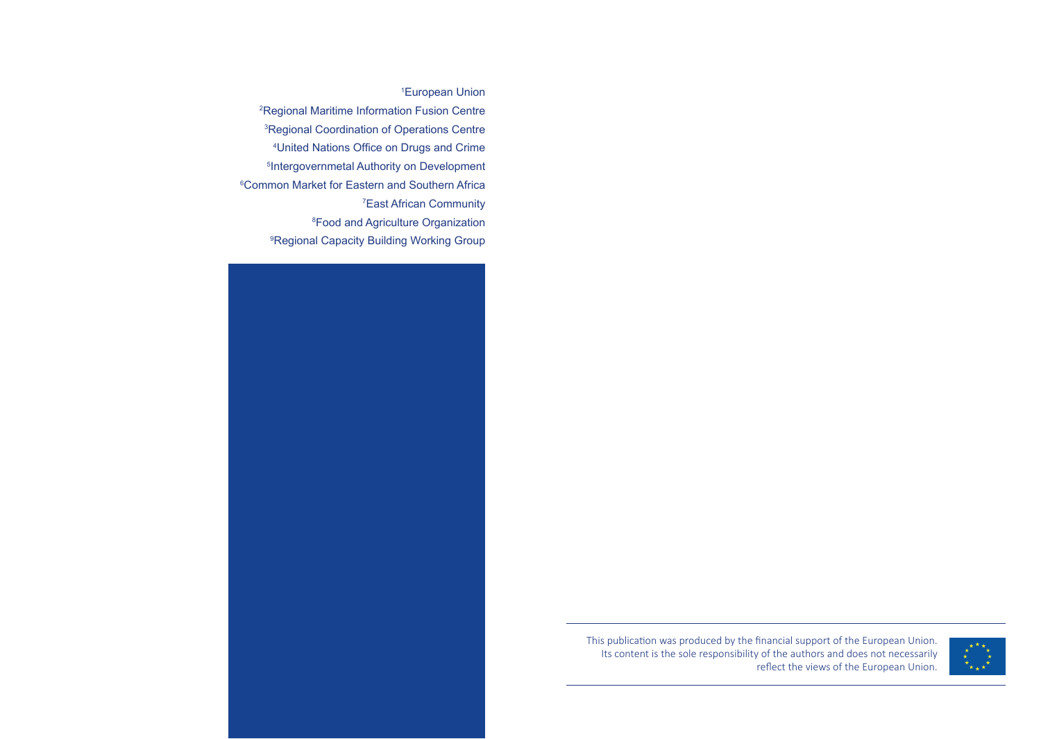[1]European Union

[2]Regional Maritime Information Fusion Centre

[3]Regional Coordination of Operations Centre

[4]United Nations Office on Drugs and Crime

[5]Intergovernmetal Authority on Development

[6]Common Market for Eastern and Southern Africa

[7]East African Community

[8]Food and Agriculture Organization

[9]Regional Capacity Building Working Group

This publication was produced by the financial support of the European Union. Its content is the sole responsibility of the authors and does not necessarily reflect the views of the European Union.